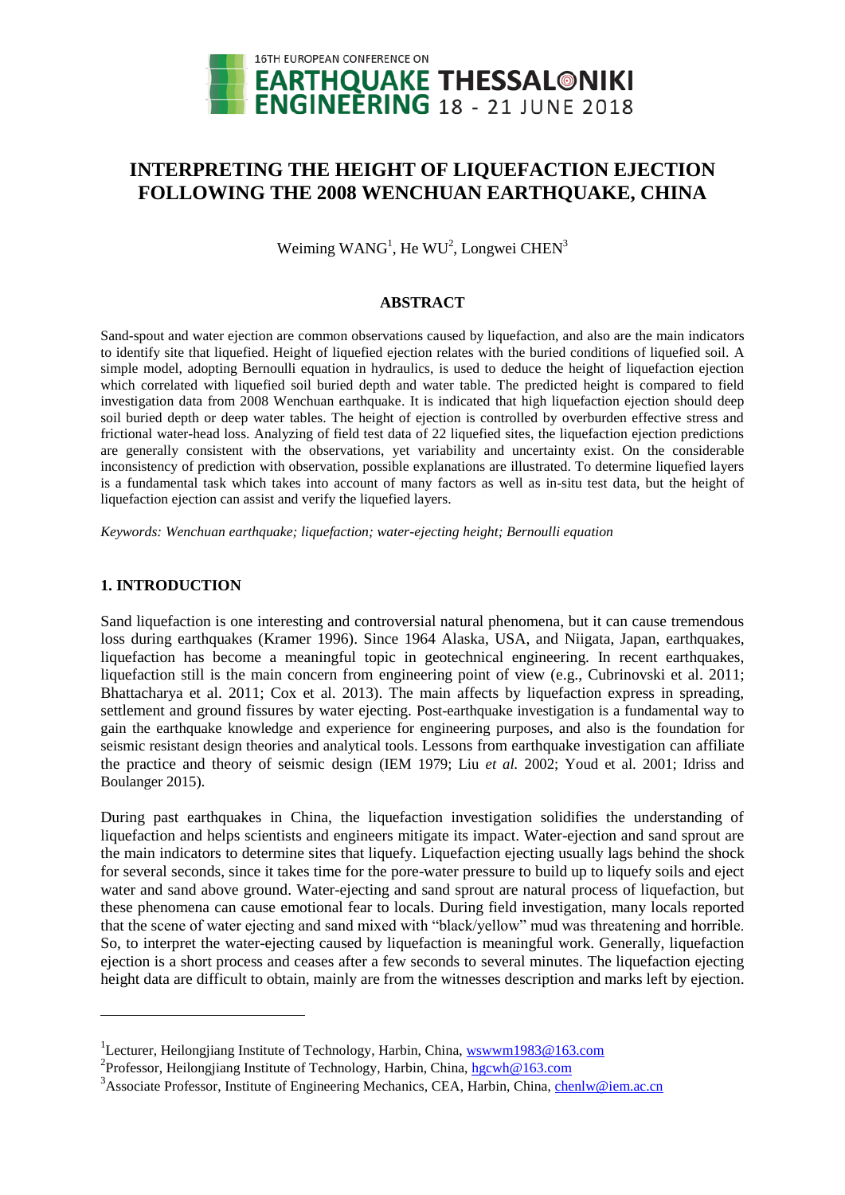# INTERPRETING THE HEIGHT OF LIQUEFACTION EJECTION FOLLOWING THE 2008 WENCHUAN EARTHQUAKE, CHINA

Weiming WANG[1], He WU[2], Longwei CHEN[3]

## ABSTRACT

Sand-spout and water ejection are common observations caused by liquefaction, and also are the main indicators to identify site that liquefied. Height of liquefied ejection relates with the buried conditions of liquefied soil. A simple model, adopting Bernoulli equation in hydraulics, is used to deduce the height of liquefaction ejection which correlated with liquefied soil buried depth and water table. The predicted height is compared to field investigation data from 2008 Wenchuan earthquake. It is indicated that high liquefaction ejection should deep soil buried depth or deep water tables. The height of ejection is controlled by overburden effective stress and frictional water-head loss. Analyzing of field test data of 22 liquefied sites, the liquefaction ejection predictions are generally consistent with the observations, yet variability and uncertainty exist. On the considerable inconsistency of prediction with observation, possible explanations are illustrated. To determine liquefied layers is a fundamental task which takes into account of many factors as well as in-situ test data, but the height of liquefaction ejection can assist and verify the liquefied layers.

*Keywords: Wenchuan earthquake; liquefaction; water-ejecting height; Bernoulli equation*

## 1. INTRODUCTION

Sand liquefaction is one interesting and controversial natural phenomena, but it can cause tremendous loss during earthquakes (Kramer 1996). Since 1964 Alaska, USA, and Niigata, Japan, earthquakes, liquefaction has become a meaningful topic in geotechnical engineering. In recent earthquakes, liquefaction still is the main concern from engineering point of view (e.g., Cubrinovski et al. 2011; Bhattacharya et al. 2011; Cox et al. 2013). The main affects by liquefaction express in spreading, settlement and ground fissures by water ejecting. Post-earthquake investigation is a fundamental way to gain the earthquake knowledge and experience for engineering purposes, and also is the foundation for seismic resistant design theories and analytical tools. Lessons from earthquake investigation can affiliate the practice and theory of seismic design (IEM 1979; Liu *et al.* 2002; Youd et al. 2001; Idriss and Boulanger 2015).

During past earthquakes in China, the liquefaction investigation solidifies the understanding of liquefaction and helps scientists and engineers mitigate its impact. Water-ejection and sand sprout are the main indicators to determine sites that liquefy. Liquefaction ejecting usually lags behind the shock for several seconds, since it takes time for the pore-water pressure to build up to liquefy soils and eject water and sand above ground. Water-ejecting and sand sprout are natural process of liquefaction, but these phenomena can cause emotional fear to locals. During field investigation, many locals reported that the scene of water ejecting and sand mixed with "black/yellow" mud was threatening and horrible. So, to interpret the water-ejecting caused by liquefaction is meaningful work. Generally, liquefaction ejection is a short process and ceases after a few seconds to several minutes. The liquefaction ejecting height data are difficult to obtain, mainly are from the witnesses description and marks left by ejection.

---

[1]Lecturer, Heilongjiang Institute of Technology, Harbin, China, wswwm1983@163.com

[2]Professor, Heilongjiang Institute of Technology, Harbin, China, hgcwh@163.com

[3]Associate Professor, Institute of Engineering Mechanics, CEA, Harbin, China, chenlw@iem.ac.cn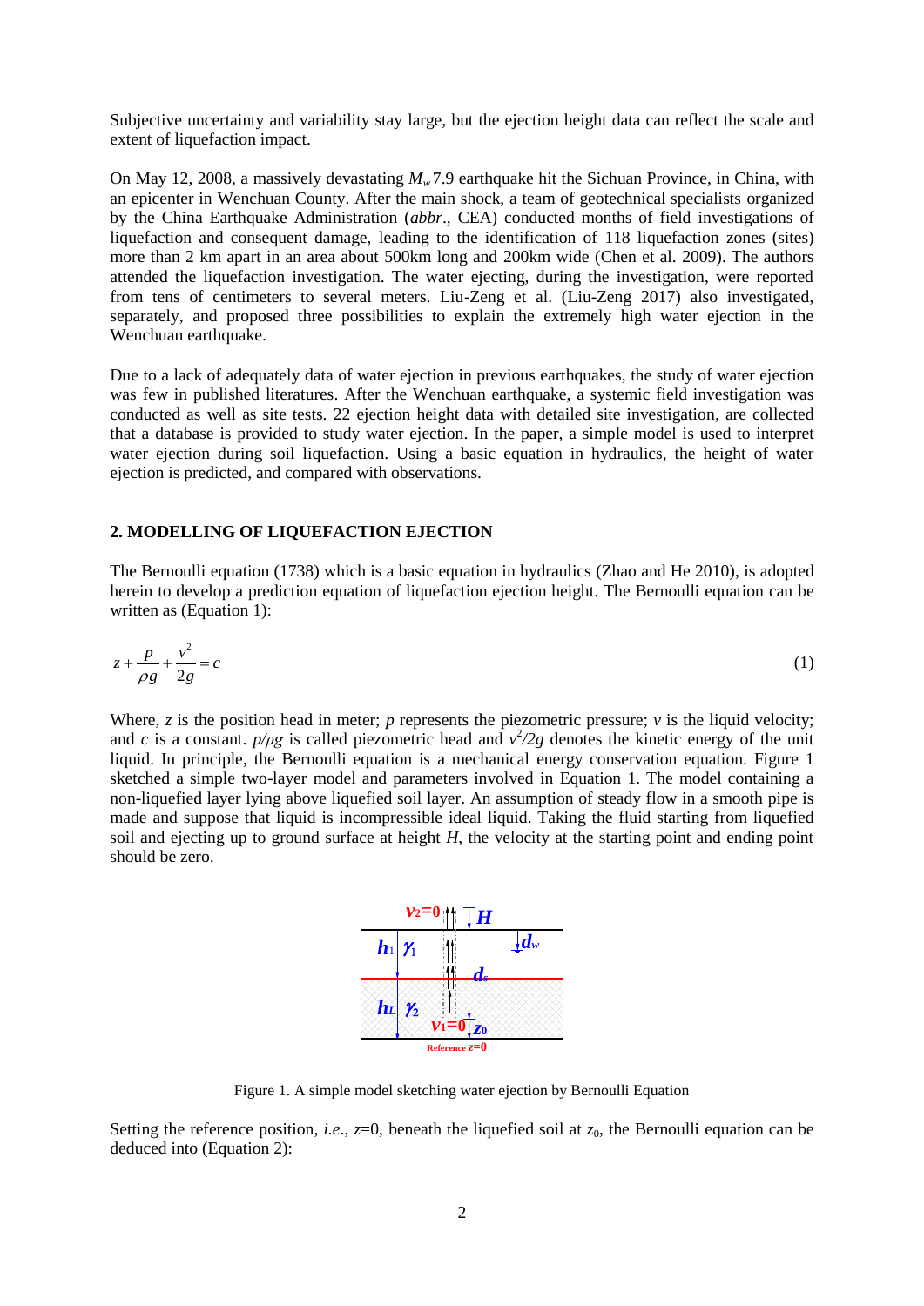Subjective uncertainty and variability stay large, but the ejection height data can reflect the scale and extent of liquefaction impact.

On May 12, 2008, a massively devastating $M_w$ 7.9 earthquake hit the Sichuan Province, in China, with an epicenter in Wenchuan County. After the main shock, a team of geotechnical specialists organized by the China Earthquake Administration (*abbr*., CEA) conducted months of field investigations of liquefaction and consequent damage, leading to the identification of 118 liquefaction zones (sites) more than 2 km apart in an area about 500km long and 200km wide (Chen et al. 2009). The authors attended the liquefaction investigation. The water ejecting, during the investigation, were reported from tens of centimeters to several meters. Liu-Zeng et al. (Liu-Zeng 2017) also investigated, separately, and proposed three possibilities to explain the extremely high water ejection in the Wenchuan earthquake.

Due to a lack of adequately data of water ejection in previous earthquakes, the study of water ejection was few in published literatures. After the Wenchuan earthquake, a systemic field investigation was conducted as well as site tests. 22 ejection height data with detailed site investigation, are collected that a database is provided to study water ejection. In the paper, a simple model is used to interpret water ejection during soil liquefaction. Using a basic equation in hydraulics, the height of water ejection is predicted, and compared with observations.

## 2. MODELLING OF LIQUEFACTION EJECTION

The Bernoulli equation (1738) which is a basic equation in hydraulics (Zhao and He 2010), is adopted herein to develop a prediction equation of liquefaction ejection height. The Bernoulli equation can be written as (Equation 1):

$$z + \frac{p}{\rho g} + \frac{v^2}{2g} = c \tag{1}$$

Where, $z$ is the position head in meter; $p$ represents the piezometric pressure; $v$ is the liquid velocity; and $c$ is a constant. $p/\rho g$ is called piezometric head and $v^2/2g$ denotes the kinetic energy of the unit liquid. In principle, the Bernoulli equation is a mechanical energy conservation equation. Figure 1 sketched a simple two-layer model and parameters involved in Equation 1. The model containing a non-liquefied layer lying above liquefied soil layer. An assumption of steady flow in a smooth pipe is made and suppose that liquid is incompressible ideal liquid. Taking the fluid starting from liquefied soil and ejecting up to ground surface at height $H$, the velocity at the starting point and ending point should be zero.

Figure 1. A simple model sketching water ejection by Bernoulli Equation

Setting the reference position, *i.e*., $z$=0, beneath the liquefied soil at $z_0$, the Bernoulli equation can be deduced into (Equation 2):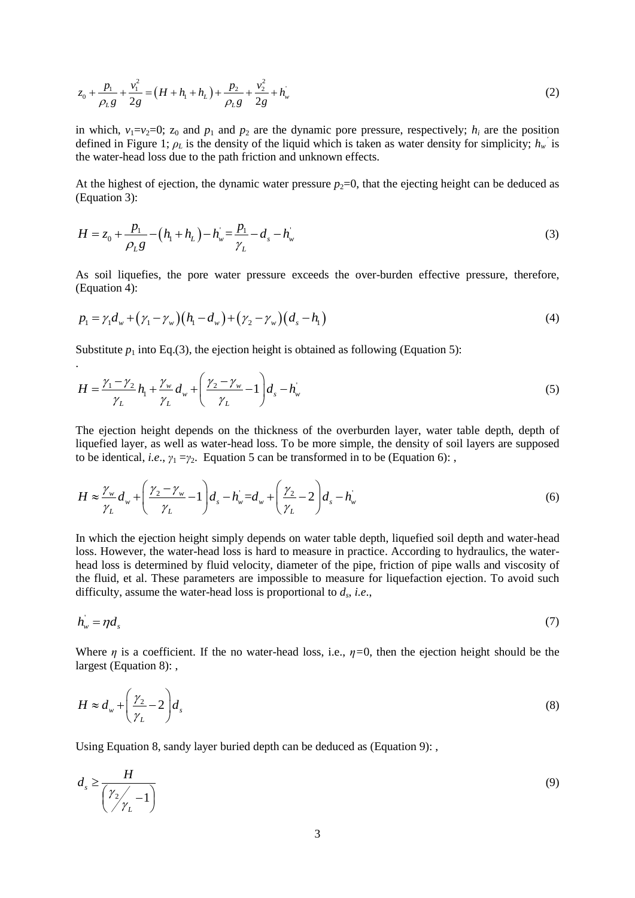$$z_0 + \frac{p_1}{\rho_L g} + \frac{v_1^2}{2g} = \left(H + h_1 + h_L\right) + \frac{p_2}{\rho_L g} + \frac{v_2^2}{2g} + h_w^{'} \tag{2}$$

in which, $v_1$=$v_2$=0; $z_0$ and $p_1$ and $p_2$ are the dynamic pore pressure, respectively; $h_i$ are the position defined in Figure 1; $\rho_L$ is the density of the liquid which is taken as water density for simplicity; $h_w^{'}$ is the water-head loss due to the path friction and unknown effects.

At the highest of ejection, the dynamic water pressure $p_2$=0, that the ejecting height can be deduced as (Equation 3):

$$H = z_0 + \frac{p_1}{\rho_L g} - \left(h_1 + h_L\right) - h_w^{'} = \frac{p_1}{\gamma_L} - d_s - h_w^{'} \tag{3}$$

As soil liquefies, the pore water pressure exceeds the over-burden effective pressure, therefore, (Equation 4):

$$p_1 = \gamma_1 d_w + \left(\gamma_1 - \gamma_w\right)\left(h_1 - d_w\right) + \left(\gamma_2 - \gamma_w\right)\left(d_s - h_1\right) \tag{4}$$

Substitute $p_1$ into Eq.(3), the ejection height is obtained as following (Equation 5):

.

$$H = \frac{\gamma_1 - \gamma_2}{\gamma_L} h_1 + \frac{\gamma_w}{\gamma_L} d_w + \left(\frac{\gamma_2 - \gamma_w}{\gamma_L} - 1\right) d_s - h_w^{'} \tag{5}$$

The ejection height depends on the thickness of the overburden layer, water table depth, depth of liquefied layer, as well as water-head loss. To be more simple, the density of soil layers are supposed to be identical, *i.e.*, $\gamma_1 = \gamma_2$. Equation 5 can be transformed in to be (Equation 6): ,

$$H \approx \frac{\gamma_w}{\gamma_L} d_w + \left(\frac{\gamma_2 - \gamma_w}{\gamma_L} - 1\right) d_s - h_w^{'} = d_w + \left(\frac{\gamma_2}{\gamma_L} - 2\right) d_s - h_w^{'} \tag{6}$$

In which the ejection height simply depends on water table depth, liquefied soil depth and water-head loss. However, the water-head loss is hard to measure in practice. According to hydraulics, the water-head loss is determined by fluid velocity, diameter of the pipe, friction of pipe walls and viscosity of the fluid, et al. These parameters are impossible to measure for liquefaction ejection. To avoid such difficulty, assume the water-head loss is proportional to $d_s$, *i.e.*,

$$h_w^{'} = \eta d_s \tag{7}$$

Where $\eta$ is a coefficient. If the no water-head loss, i.e., $\eta$=0, then the ejection height should be the largest (Equation 8): ,

$$H \approx d_w + \left(\frac{\gamma_2}{\gamma_L} - 2\right) d_s \tag{8}$$

Using Equation 8, sandy layer buried depth can be deduced as (Equation 9): ,

$$d_s \geq \frac{H}{\left(\gamma_2 / \gamma_L - 1\right)} \tag{9}$$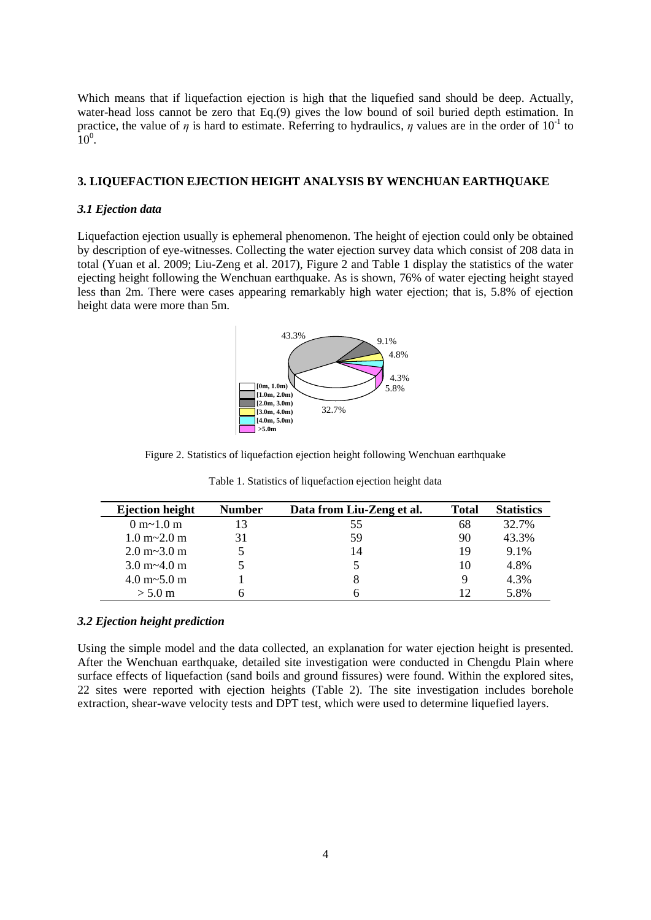Which means that if liquefaction ejection is high that the liquefied sand should be deep. Actually, water-head loss cannot be zero that Eq.(9) gives the low bound of soil buried depth estimation. In practice, the value of $\eta$ is hard to estimate. Referring to hydraulics, $\eta$ values are in the order of $10^{-1}$ to $10^{0}$.

## 3. LIQUEFACTION EJECTION HEIGHT ANALYSIS BY WENCHUAN EARTHQUAKE

### *3.1 Ejection data*

Liquefaction ejection usually is ephemeral phenomenon. The height of ejection could only be obtained by description of eye-witnesses. Collecting the water ejection survey data which consist of 208 data in total (Yuan et al. 2009; Liu-Zeng et al. 2017), Figure 2 and Table 1 display the statistics of the water ejecting height following the Wenchuan earthquake. As is shown, 76% of water ejecting height stayed less than 2m. There were cases appearing remarkably high water ejection; that is, 5.8% of ejection height data were more than 5m.

Figure 2. Statistics of liquefaction ejection height following Wenchuan earthquake

Table 1. Statistics of liquefaction ejection height data

| Ejection height | Number | Data from Liu-Zeng et al. | Total | Statistics |
|---|---|---|---|---|
| 0 m~1.0 m | 13 | 55 | 68 | 32.7% |
| 1.0 m~2.0 m | 31 | 59 | 90 | 43.3% |
| 2.0 m~3.0 m | 5 | 14 | 19 | 9.1% |
| 3.0 m~4.0 m | 5 | 5 | 10 | 4.8% |
| 4.0 m~5.0 m | 1 | 8 | 9 | 4.3% |
| > 5.0 m | 6 | 6 | 12 | 5.8% |

### *3.2 Ejection height prediction*

Using the simple model and the data collected, an explanation for water ejection height is presented. After the Wenchuan earthquake, detailed site investigation were conducted in Chengdu Plain where surface effects of liquefaction (sand boils and ground fissures) were found. Within the explored sites, 22 sites were reported with ejection heights (Table 2). The site investigation includes borehole extraction, shear-wave velocity tests and DPT test, which were used to determine liquefied layers.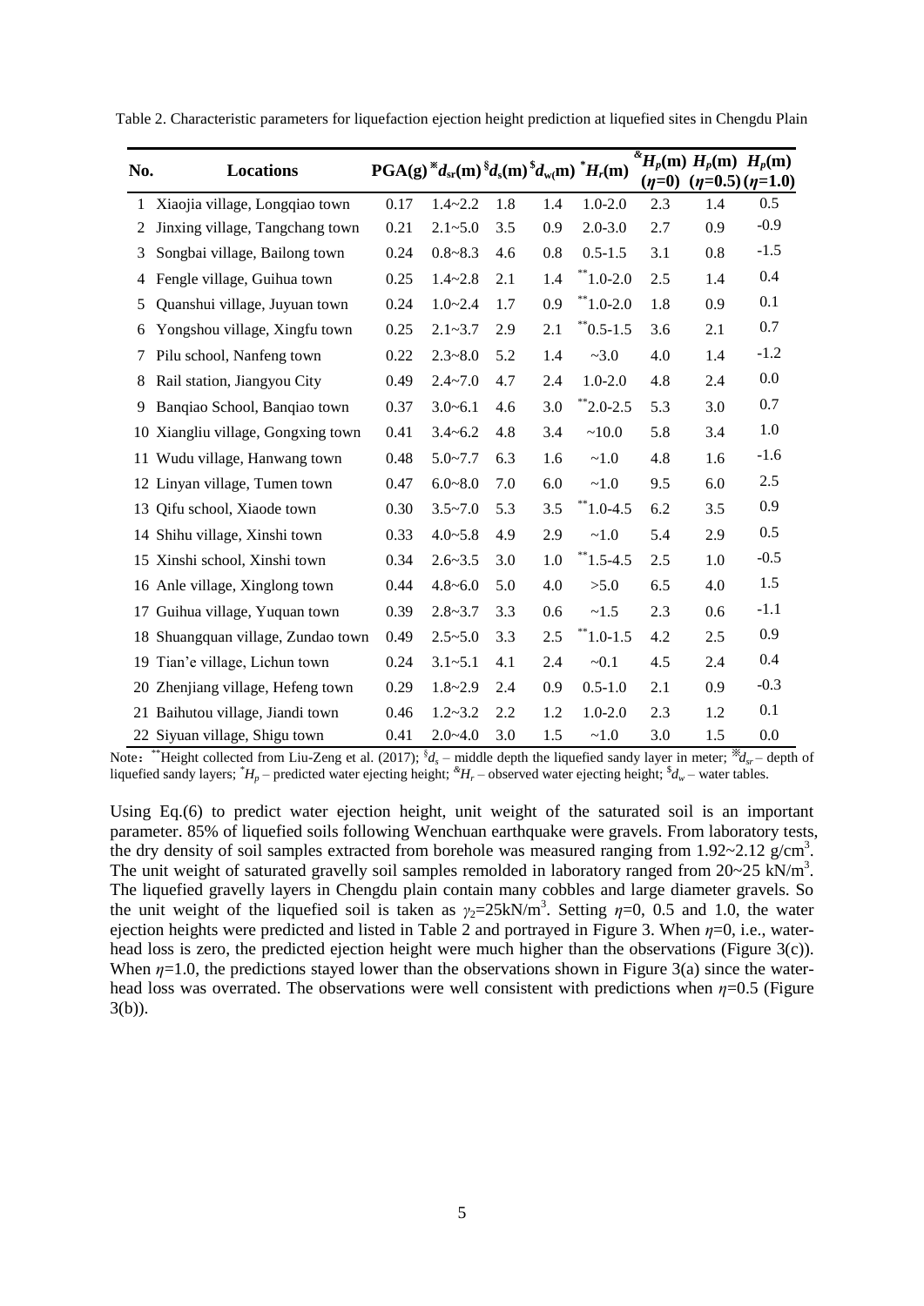Table 2. Characteristic parameters for liquefaction ejection height prediction at liquefied sites in Chengdu Plain

| No. | Locations | PGA(g) | ※$d_{sr}$(m) | §$d_s$(m) | $$d_w$(m) | *$H_r$(m) | &$H_p$(m) ($\eta$=0) | $H_p$(m) ($\eta$=0.5) | $H_p$(m) ($\eta$=1.0) |
|---|---|---|---|---|---|---|---|---|---|
| 1 | Xiaojia village, Longqiao town | 0.17 | 1.4~2.2 | 1.8 | 1.4 | 1.0-2.0 | 2.3 | 1.4 | 0.5 |
| 2 | Jinxing village, Tangchang town | 0.21 | 2.1~5.0 | 3.5 | 0.9 | 2.0-3.0 | 2.7 | 0.9 | -0.9 |
| 3 | Songbai village, Bailong town | 0.24 | 0.8~8.3 | 4.6 | 0.8 | 0.5-1.5 | 3.1 | 0.8 | -1.5 |
| 4 | Fengle village, Guihua town | 0.25 | 1.4~2.8 | 2.1 | 1.4 | **1.0-2.0 | 2.5 | 1.4 | 0.4 |
| 5 | Quanshui village, Juyuan town | 0.24 | 1.0~2.4 | 1.7 | 0.9 | **1.0-2.0 | 1.8 | 0.9 | 0.1 |
| 6 | Yongshou village, Xingfu town | 0.25 | 2.1~3.7 | 2.9 | 2.1 | **0.5-1.5 | 3.6 | 2.1 | 0.7 |
| 7 | Pilu school, Nanfeng town | 0.22 | 2.3~8.0 | 5.2 | 1.4 | ~3.0 | 4.0 | 1.4 | -1.2 |
| 8 | Rail station, Jiangyou City | 0.49 | 2.4~7.0 | 4.7 | 2.4 | 1.0-2.0 | 4.8 | 2.4 | 0.0 |
| 9 | Banqiao School, Banqiao town | 0.37 | 3.0~6.1 | 4.6 | 3.0 | **2.0-2.5 | 5.3 | 3.0 | 0.7 |
| 10 | Xiangliu village, Gongxing town | 0.41 | 3.4~6.2 | 4.8 | 3.4 | ~10.0 | 5.8 | 3.4 | 1.0 |
| 11 | Wudu village, Hanwang town | 0.48 | 5.0~7.7 | 6.3 | 1.6 | ~1.0 | 4.8 | 1.6 | -1.6 |
| 12 | Linyan village, Tumen town | 0.47 | 6.0~8.0 | 7.0 | 6.0 | ~1.0 | 9.5 | 6.0 | 2.5 |
| 13 | Qifu school, Xiaode town | 0.30 | 3.5~7.0 | 5.3 | 3.5 | **1.0-4.5 | 6.2 | 3.5 | 0.9 |
| 14 | Shihu village, Xinshi town | 0.33 | 4.0~5.8 | 4.9 | 2.9 | ~1.0 | 5.4 | 2.9 | 0.5 |
| 15 | Xinshi school, Xinshi town | 0.34 | 2.6~3.5 | 3.0 | 1.0 | **1.5-4.5 | 2.5 | 1.0 | -0.5 |
| 16 | Anle village, Xinglong town | 0.44 | 4.8~6.0 | 5.0 | 4.0 | >5.0 | 6.5 | 4.0 | 1.5 |
| 17 | Guihua village, Yuquan town | 0.39 | 2.8~3.7 | 3.3 | 0.6 | ~1.5 | 2.3 | 0.6 | -1.1 |
| 18 | Shuangquan village, Zundao town | 0.49 | 2.5~5.0 | 3.3 | 2.5 | **1.0-1.5 | 4.2 | 2.5 | 0.9 |
| 19 | Tian'e village, Lichun town | 0.24 | 3.1~5.1 | 4.1 | 2.4 | ~0.1 | 4.5 | 2.4 | 0.4 |
| 20 | Zhenjiang village, Hefeng town | 0.29 | 1.8~2.9 | 2.4 | 0.9 | 0.5-1.0 | 2.1 | 0.9 | -0.3 |
| 21 | Baihutou village, Jiandi town | 0.46 | 1.2~3.2 | 2.2 | 1.2 | 1.0-2.0 | 2.3 | 1.2 | 0.1 |
| 22 | Siyuan village, Shigu town | 0.41 | 2.0~4.0 | 3.0 | 1.5 | ~1.0 | 3.0 | 1.5 | 0.0 |

Note： **Height collected from Liu-Zeng et al. (2017); §$d_s$ – middle depth the liquefied sandy layer in meter; ※$d_{sr}$ – depth of liquefied sandy layers; *$H_p$ – predicted water ejecting height; &$H_r$ – observed water ejecting height; $$d_w$ – water tables.

Using Eq.(6) to predict water ejection height, unit weight of the saturated soil is an important parameter. 85% of liquefied soils following Wenchuan earthquake were gravels. From laboratory tests, the dry density of soil samples extracted from borehole was measured ranging from 1.92~2.12 g/cm$^3$. The unit weight of saturated gravelly soil samples remolded in laboratory ranged from 20~25 kN/m$^3$. The liquefied gravelly layers in Chengdu plain contain many cobbles and large diameter gravels. So the unit weight of the liquefied soil is taken as $\gamma_2$=25kN/m$^3$. Setting $\eta$=0, 0.5 and 1.0, the water ejection heights were predicted and listed in Table 2 and portrayed in Figure 3. When $\eta$=0, i.e., water-head loss is zero, the predicted ejection height were much higher than the observations (Figure 3(c)). When $\eta$=1.0, the predictions stayed lower than the observations shown in Figure 3(a) since the water-head loss was overrated. The observations were well consistent with predictions when $\eta$=0.5 (Figure 3(b)).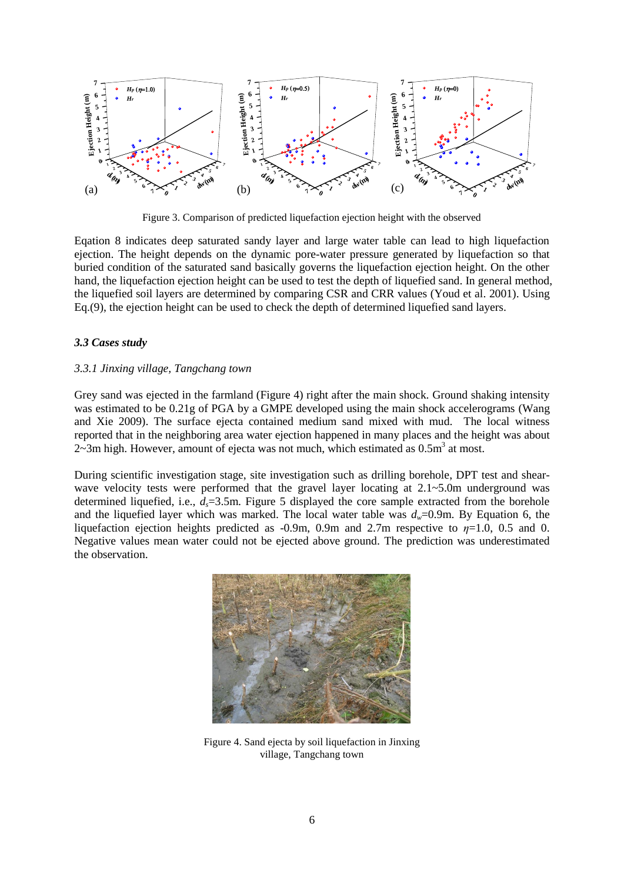Figure 3. Comparison of predicted liquefaction ejection height with the observed

Eqation 8 indicates deep saturated sandy layer and large water table can lead to high liquefaction ejection. The height depends on the dynamic pore-water pressure generated by liquefaction so that buried condition of the saturated sand basically governs the liquefaction ejection height. On the other hand, the liquefaction ejection height can be used to test the depth of liquefied sand. In general method, the liquefied soil layers are determined by comparing CSR and CRR values (Youd et al. 2001). Using Eq.(9), the ejection height can be used to check the depth of determined liquefied sand layers.

### *3.3 Cases study*

#### *3.3.1 Jinxing village, Tangchang town*

Grey sand was ejected in the farmland (Figure 4) right after the main shock. Ground shaking intensity was estimated to be 0.21g of PGA by a GMPE developed using the main shock accelerograms (Wang and Xie 2009). The surface ejecta contained medium sand mixed with mud. The local witness reported that in the neighboring area water ejection happened in many places and the height was about 2~3m high. However, amount of ejecta was not much, which estimated as $0.5\text{m}^3$ at most.

During scientific investigation stage, site investigation such as drilling borehole, DPT test and shear-wave velocity tests were performed that the gravel layer locating at 2.1~5.0m underground was determined liquefied, i.e., $d_s$=3.5m. Figure 5 displayed the core sample extracted from the borehole and the liquefied layer which was marked. The local water table was $d_w$=0.9m. By Equation 6, the liquefaction ejection heights predicted as -0.9m, 0.9m and 2.7m respective to $\eta$=1.0, 0.5 and 0. Negative values mean water could not be ejected above ground. The prediction was underestimated the observation.

Figure 4. Sand ejecta by soil liquefaction in Jinxing village, Tangchang town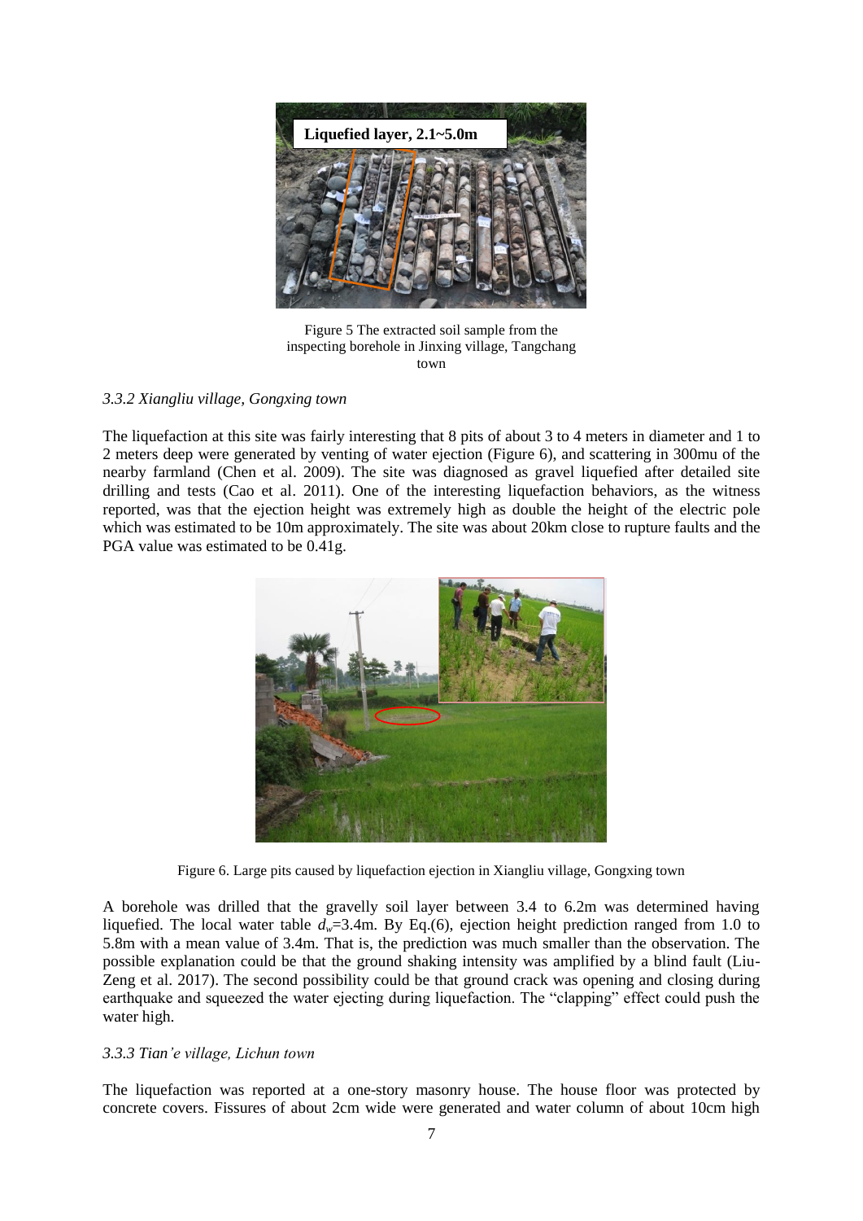Figure 5 The extracted soil sample from the inspecting borehole in Jinxing village, Tangchang town

### *3.3.2 Xiangliu village, Gongxing town*

The liquefaction at this site was fairly interesting that 8 pits of about 3 to 4 meters in diameter and 1 to 2 meters deep were generated by venting of water ejection (Figure 6), and scattering in 300mu of the nearby farmland (Chen et al. 2009). The site was diagnosed as gravel liquefied after detailed site drilling and tests (Cao et al. 2011). One of the interesting liquefaction behaviors, as the witness reported, was that the ejection height was extremely high as double the height of the electric pole which was estimated to be 10m approximately. The site was about 20km close to rupture faults and the PGA value was estimated to be 0.41g.

Figure 6. Large pits caused by liquefaction ejection in Xiangliu village, Gongxing town

A borehole was drilled that the gravelly soil layer between 3.4 to 6.2m was determined having liquefied. The local water table $d_w$=3.4m. By Eq.(6), ejection height prediction ranged from 1.0 to 5.8m with a mean value of 3.4m. That is, the prediction was much smaller than the observation. The possible explanation could be that the ground shaking intensity was amplified by a blind fault (Liu-Zeng et al. 2017). The second possibility could be that ground crack was opening and closing during earthquake and squeezed the water ejecting during liquefaction. The "clapping" effect could push the water high.

### *3.3.3 Tian'e village, Lichun town*

The liquefaction was reported at a one-story masonry house. The house floor was protected by concrete covers. Fissures of about 2cm wide were generated and water column of about 10cm high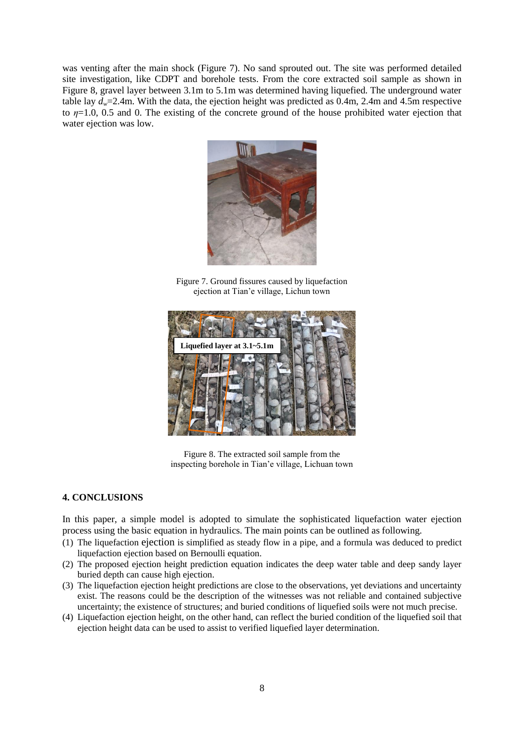was venting after the main shock (Figure 7). No sand sprouted out. The site was performed detailed site investigation, like CDPT and borehole tests. From the core extracted soil sample as shown in Figure 8, gravel layer between 3.1m to 5.1m was determined having liquefied. The underground water table lay $d_w$=2.4m. With the data, the ejection height was predicted as 0.4m, 2.4m and 4.5m respective to $\eta$=1.0, 0.5 and 0. The existing of the concrete ground of the house prohibited water ejection that water ejection was low.

Figure 7. Ground fissures caused by liquefaction ejection at Tian'e village, Lichun town

Figure 8. The extracted soil sample from the inspecting borehole in Tian'e village, Lichuan town

## 4. CONCLUSIONS

In this paper, a simple model is adopted to simulate the sophisticated liquefaction water ejection process using the basic equation in hydraulics. The main points can be outlined as following.

(1) The liquefaction ejection is simplified as steady flow in a pipe, and a formula was deduced to predict liquefaction ejection based on Bernoulli equation.
(2) The proposed ejection height prediction equation indicates the deep water table and deep sandy layer buried depth can cause high ejection.
(3) The liquefaction ejection height predictions are close to the observations, yet deviations and uncertainty exist. The reasons could be the description of the witnesses was not reliable and contained subjective uncertainty; the existence of structures; and buried conditions of liquefied soils were not much precise.
(4) Liquefaction ejection height, on the other hand, can reflect the buried condition of the liquefied soil that ejection height data can be used to assist to verified liquefied layer determination.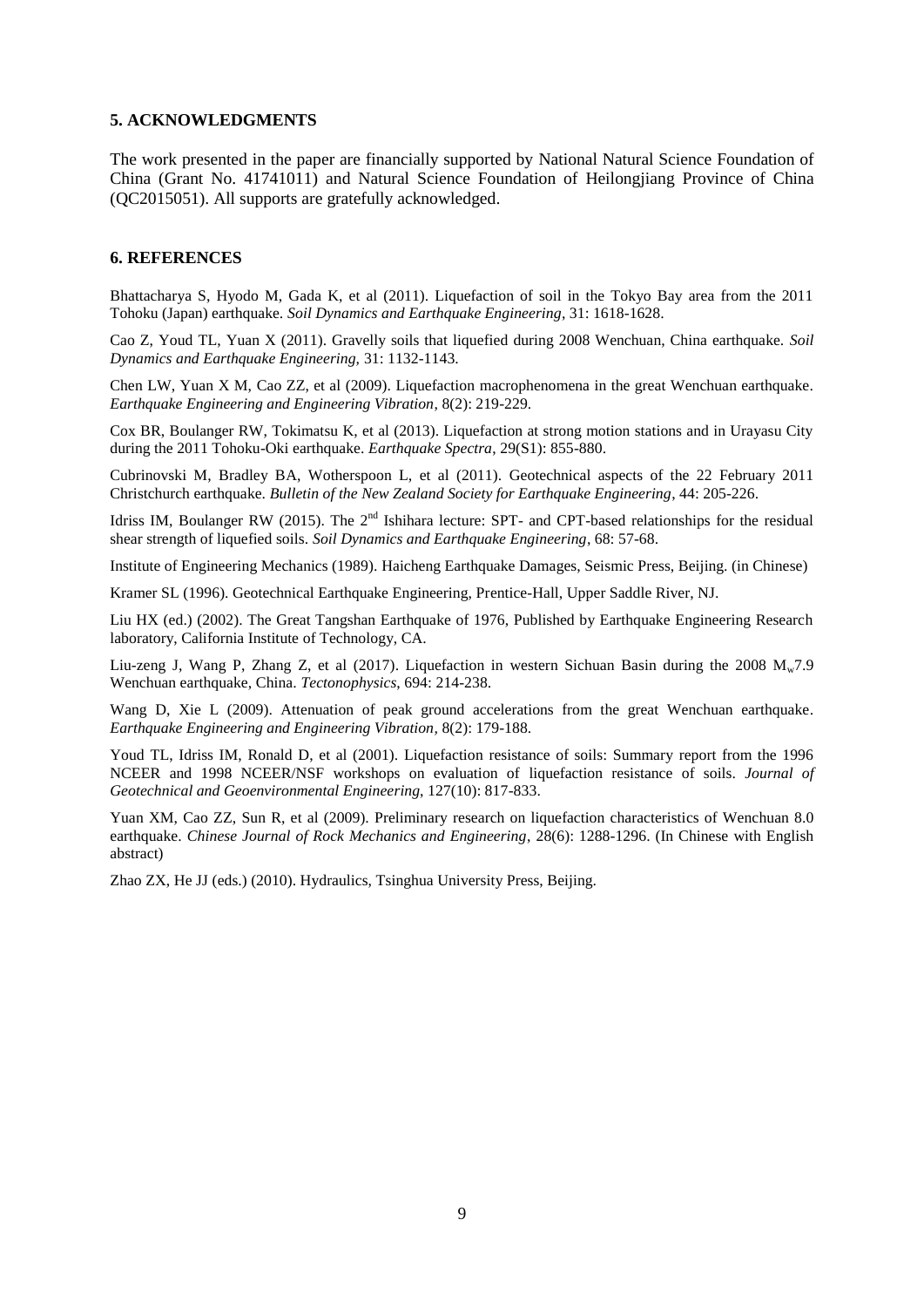## 5. ACKNOWLEDGMENTS

The work presented in the paper are financially supported by National Natural Science Foundation of China (Grant No. 41741011) and Natural Science Foundation of Heilongjiang Province of China (QC2015051). All supports are gratefully acknowledged.

## 6. REFERENCES

Bhattacharya S, Hyodo M, Gada K, et al (2011). Liquefaction of soil in the Tokyo Bay area from the 2011 Tohoku (Japan) earthquake. *Soil Dynamics and Earthquake Engineering*, 31: 1618-1628.

Cao Z, Youd TL, Yuan X (2011). Gravelly soils that liquefied during 2008 Wenchuan, China earthquake. *Soil Dynamics and Earthquake Engineering,* 31: 1132-1143.

Chen LW, Yuan X M, Cao ZZ, et al (2009). Liquefaction macrophenomena in the great Wenchuan earthquake. *Earthquake Engineering and Engineering Vibration*, 8(2): 219-229.

Cox BR, Boulanger RW, Tokimatsu K, et al (2013). Liquefaction at strong motion stations and in Urayasu City during the 2011 Tohoku-Oki earthquake. *Earthquake Spectra*, 29(S1): 855-880.

Cubrinovski M, Bradley BA, Wotherspoon L, et al (2011). Geotechnical aspects of the 22 February 2011 Christchurch earthquake. *Bulletin of the New Zealand Society for Earthquake Engineering*, 44: 205-226.

Idriss IM, Boulanger RW (2015). The 2nd Ishihara lecture: SPT- and CPT-based relationships for the residual shear strength of liquefied soils. *Soil Dynamics and Earthquake Engineering*, 68: 57-68.

Institute of Engineering Mechanics (1989). Haicheng Earthquake Damages, Seismic Press, Beijing. (in Chinese)

Kramer SL (1996). Geotechnical Earthquake Engineering, Prentice-Hall, Upper Saddle River, NJ.

Liu HX (ed.) (2002). The Great Tangshan Earthquake of 1976, Published by Earthquake Engineering Research laboratory, California Institute of Technology, CA.

Liu-zeng J, Wang P, Zhang Z, et al (2017). Liquefaction in western Sichuan Basin during the 2008 $M_w$7.9 Wenchuan earthquake, China. *Tectonophysics*, 694: 214-238.

Wang D, Xie L (2009). Attenuation of peak ground accelerations from the great Wenchuan earthquake. *Earthquake Engineering and Engineering Vibration*, 8(2): 179-188.

Youd TL, Idriss IM, Ronald D, et al (2001). Liquefaction resistance of soils: Summary report from the 1996 NCEER and 1998 NCEER/NSF workshops on evaluation of liquefaction resistance of soils. *Journal of Geotechnical and Geoenvironmental Engineering*, 127(10): 817-833.

Yuan XM, Cao ZZ, Sun R, et al (2009). Preliminary research on liquefaction characteristics of Wenchuan 8.0 earthquake. *Chinese Journal of Rock Mechanics and Engineering*, 28(6): 1288-1296. (In Chinese with English abstract)

Zhao ZX, He JJ (eds.) (2010). Hydraulics, Tsinghua University Press, Beijing.